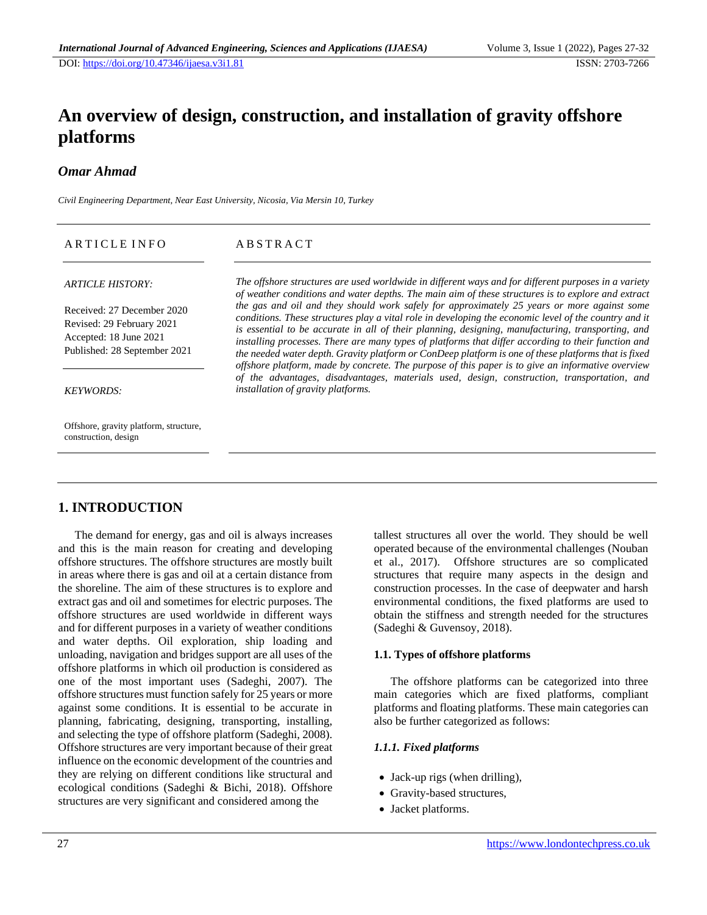DOI: https://doi.org/10.47346/ijaesa.v3i1.81 ISSN: 2703-7266

# An overview of design, construction, and installation of gravity offshore platforms

***Omar Ahmad***

*Civil Engineering Department, Near East University, Nicosia, Via Mersin 10, Turkey*

**ARTICLE INFO**

*ARTICLE HISTORY:*

Received: 27 December 2020
Revised: 29 February 2021
Accepted: 18 June 2021
Published: 28 September 2021

*KEYWORDS:*

Offshore, gravity platform, structure, construction, design

**ABSTRACT**

*The offshore structures are used worldwide in different ways and for different purposes in a variety of weather conditions and water depths. The main aim of these structures is to explore and extract the gas and oil and they should work safely for approximately 25 years or more against some conditions. These structures play a vital role in developing the economic level of the country and it is essential to be accurate in all of their planning, designing, manufacturing, transporting, and installing processes. There are many types of platforms that differ according to their function and the needed water depth. Gravity platform or ConDeep platform is one of these platforms that is fixed offshore platform, made by concrete. The purpose of this paper is to give an informative overview of the advantages, disadvantages, materials used, design, construction, transportation, and installation of gravity platforms.*

## 1. INTRODUCTION

The demand for energy, gas and oil is always increases and this is the main reason for creating and developing offshore structures. The offshore structures are mostly built in areas where there is gas and oil at a certain distance from the shoreline. The aim of these structures is to explore and extract gas and oil and sometimes for electric purposes. The offshore structures are used worldwide in different ways and for different purposes in a variety of weather conditions and water depths. Oil exploration, ship loading and unloading, navigation and bridges support are all uses of the offshore platforms in which oil production is considered as one of the most important uses (Sadeghi, 2007). The offshore structures must function safely for 25 years or more against some conditions. It is essential to be accurate in planning, fabricating, designing, transporting, installing, and selecting the type of offshore platform (Sadeghi, 2008). Offshore structures are very important because of their great influence on the economic development of the countries and they are relying on different conditions like structural and ecological conditions (Sadeghi & Bichi, 2018). Offshore structures are very significant and considered among the tallest structures all over the world. They should be well operated because of the environmental challenges (Nouban et al., 2017). Offshore structures are so complicated structures that require many aspects in the design and construction processes. In the case of deepwater and harsh environmental conditions, the fixed platforms are used to obtain the stiffness and strength needed for the structures (Sadeghi & Guvensoy, 2018).

### 1.1. Types of offshore platforms

The offshore platforms can be categorized into three main categories which are fixed platforms, compliant platforms and floating platforms. These main categories can also be further categorized as follows:

#### *1.1.1. Fixed platforms*

- Jack-up rigs (when drilling),
- Gravity-based structures,
- Jacket platforms.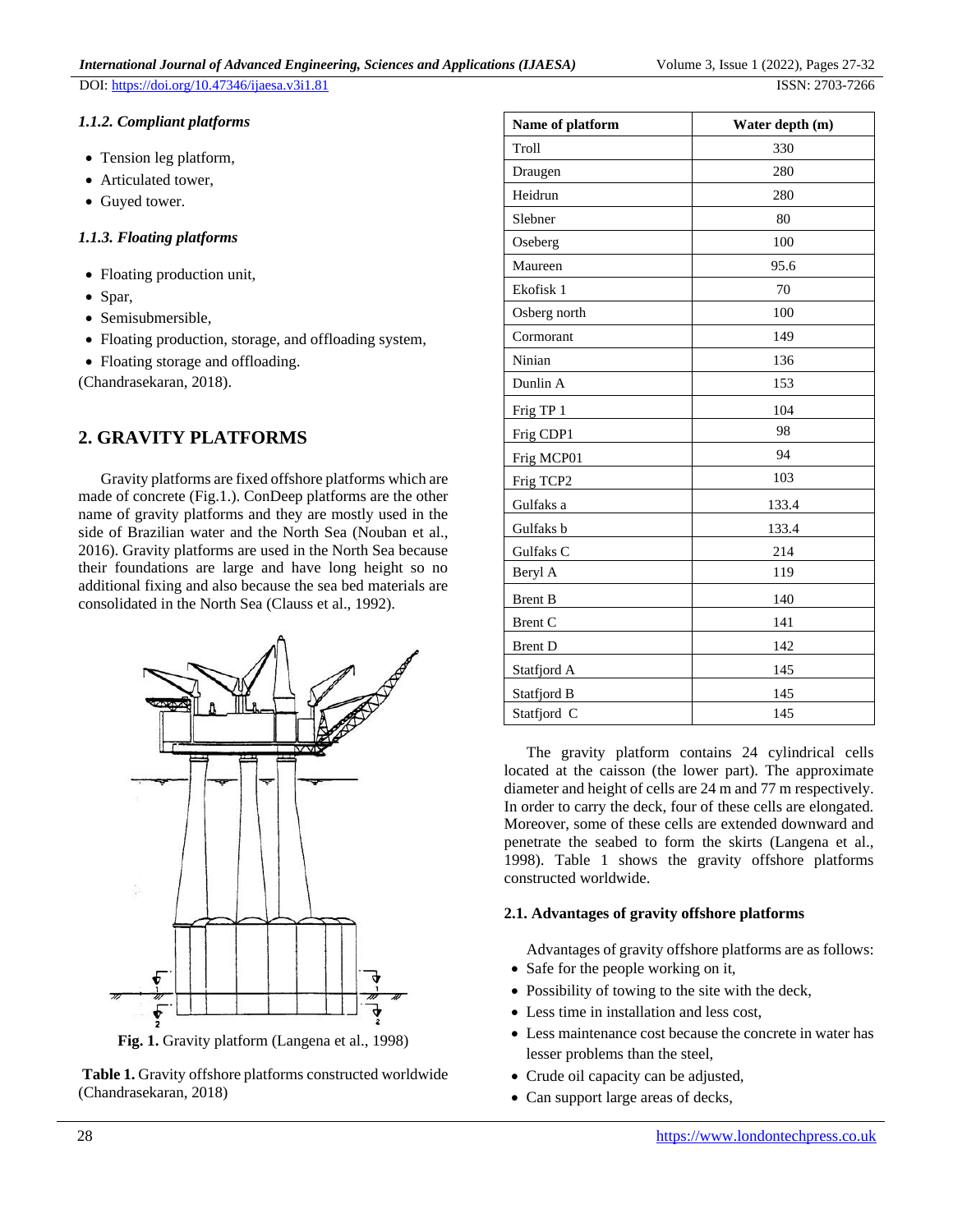#### 1.1.2. Compliant platforms

- Tension leg platform,
- Articulated tower,
- Guyed tower.

#### 1.1.3. Floating platforms

- Floating production unit,
- Spar,
- Semisubmersible,
- Floating production, storage, and offloading system,
- Floating storage and offloading.

(Chandrasekaran, 2018).

## 2. GRAVITY PLATFORMS

Gravity platforms are fixed offshore platforms which are made of concrete (Fig.1.). ConDeep platforms are the other name of gravity platforms and they are mostly used in the side of Brazilian water and the North Sea (Nouban et al., 2016). Gravity platforms are used in the North Sea because their foundations are large and have long height so no additional fixing and also because the sea bed materials are consolidated in the North Sea (Clauss et al., 1992).

**Fig. 1.** Gravity platform (Langena et al., 1998)

**Table 1.** Gravity offshore platforms constructed worldwide (Chandrasekaran, 2018)

| Name of platform | Water depth (m) |
|---|---|
| Troll | 330 |
| Draugen | 280 |
| Heidrun | 280 |
| Slebner | 80 |
| Oseberg | 100 |
| Maureen | 95.6 |
| Ekofisk 1 | 70 |
| Osberg north | 100 |
| Cormorant | 149 |
| Ninian | 136 |
| Dunlin A | 153 |
| Frig TP 1 | 104 |
| Frig CDP1 | 98 |
| Frig MCP01 | 94 |
| Frig TCP2 | 103 |
| Gulfaks a | 133.4 |
| Gulfaks b | 133.4 |
| Gulfaks C | 214 |
| Beryl A | 119 |
| Brent B | 140 |
| Brent C | 141 |
| Brent D | 142 |
| Statfjord A | 145 |
| Statfjord B | 145 |
| Statfjord C | 145 |

The gravity platform contains 24 cylindrical cells located at the caisson (the lower part). The approximate diameter and height of cells are 24 m and 77 m respectively. In order to carry the deck, four of these cells are elongated. Moreover, some of these cells are extended downward and penetrate the seabed to form the skirts (Langena et al., 1998). Table 1 shows the gravity offshore platforms constructed worldwide.

### 2.1. Advantages of gravity offshore platforms

Advantages of gravity offshore platforms are as follows:

- Safe for the people working on it,
- Possibility of towing to the site with the deck,
- Less time in installation and less cost,
- Less maintenance cost because the concrete in water has lesser problems than the steel,
- Crude oil capacity can be adjusted,
- Can support large areas of decks,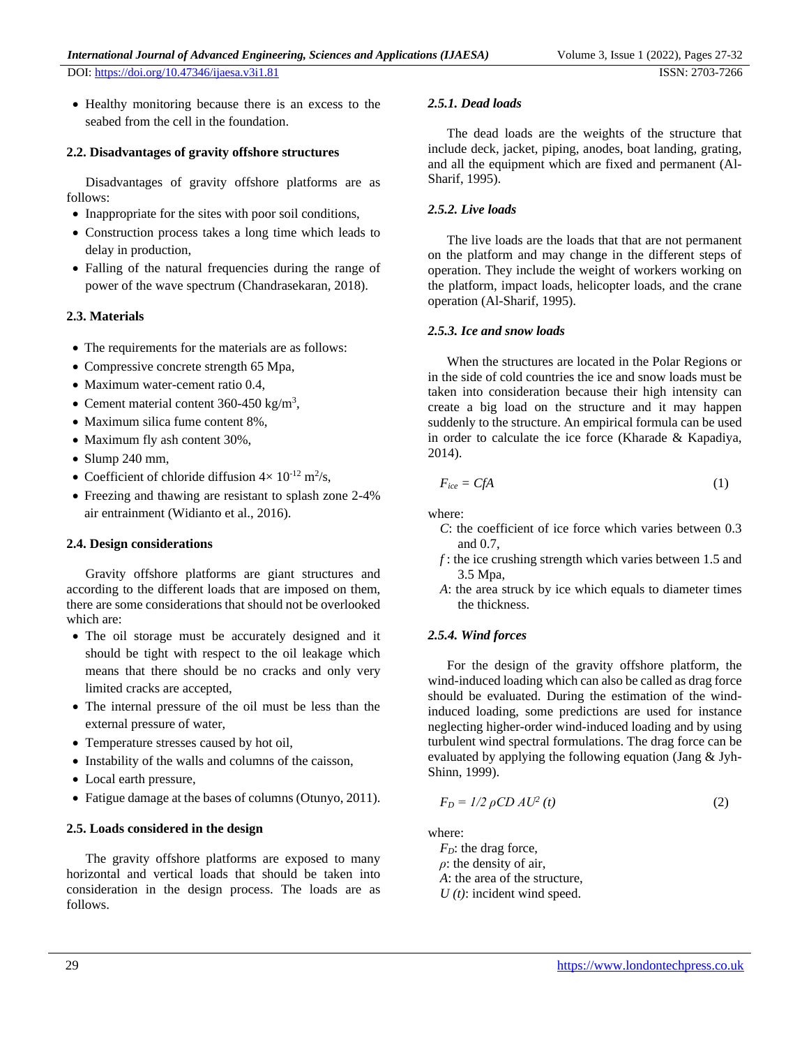- Healthy monitoring because there is an excess to the seabed from the cell in the foundation.

### 2.2. Disadvantages of gravity offshore structures

Disadvantages of gravity offshore platforms are as follows:

- Inappropriate for the sites with poor soil conditions,
- Construction process takes a long time which leads to delay in production,
- Falling of the natural frequencies during the range of power of the wave spectrum (Chandrasekaran, 2018).

### 2.3. Materials

- The requirements for the materials are as follows:
- Compressive concrete strength 65 Mpa,
- Maximum water-cement ratio 0.4,
- Cement material content 360-450 kg/m$^3$,
- Maximum silica fume content 8%,
- Maximum fly ash content 30%,
- Slump 240 mm,
- Coefficient of chloride diffusion $4\times 10^{-12}$ m$^2$/s,
- Freezing and thawing are resistant to splash zone 2-4% air entrainment (Widianto et al., 2016).

### 2.4. Design considerations

Gravity offshore platforms are giant structures and according to the different loads that are imposed on them, there are some considerations that should not be overlooked which are:

- The oil storage must be accurately designed and it should be tight with respect to the oil leakage which means that there should be no cracks and only very limited cracks are accepted,
- The internal pressure of the oil must be less than the external pressure of water,
- Temperature stresses caused by hot oil,
- Instability of the walls and columns of the caisson,
- Local earth pressure,
- Fatigue damage at the bases of columns (Otunyo, 2011).

### 2.5. Loads considered in the design

The gravity offshore platforms are exposed to many horizontal and vertical loads that should be taken into consideration in the design process. The loads are as follows.

#### *2.5.1. Dead loads*

The dead loads are the weights of the structure that include deck, jacket, piping, anodes, boat landing, grating, and all the equipment which are fixed and permanent (Al-Sharif, 1995).

#### *2.5.2. Live loads*

The live loads are the loads that that are not permanent on the platform and may change in the different steps of operation. They include the weight of workers working on the platform, impact loads, helicopter loads, and the crane operation (Al-Sharif, 1995).

#### *2.5.3. Ice and snow loads*

When the structures are located in the Polar Regions or in the side of cold countries the ice and snow loads must be taken into consideration because their high intensity can create a big load on the structure and it may happen suddenly to the structure. An empirical formula can be used in order to calculate the ice force (Kharade & Kapadiya, 2014).

$$F_{ice} = CfA \tag{1}$$

where:

$C$: the coefficient of ice force which varies between 0.3 and 0.7,

$f$ : the ice crushing strength which varies between 1.5 and 3.5 Mpa,

$A$: the area struck by ice which equals to diameter times the thickness.

#### *2.5.4. Wind forces*

For the design of the gravity offshore platform, the wind-induced loading which can also be called as drag force should be evaluated. During the estimation of the wind-induced loading, some predictions are used for instance neglecting higher-order wind-induced loading and by using turbulent wind spectral formulations. The drag force can be evaluated by applying the following equation (Jang & Jyh-Shinn, 1999).

$$F_D = 1/2\, \rho CD\, AU^2\, (t) \tag{2}$$

where:

$F_D$: the drag force,

$\rho$: the density of air,

$A$: the area of the structure,

$U\,(t)$: incident wind speed.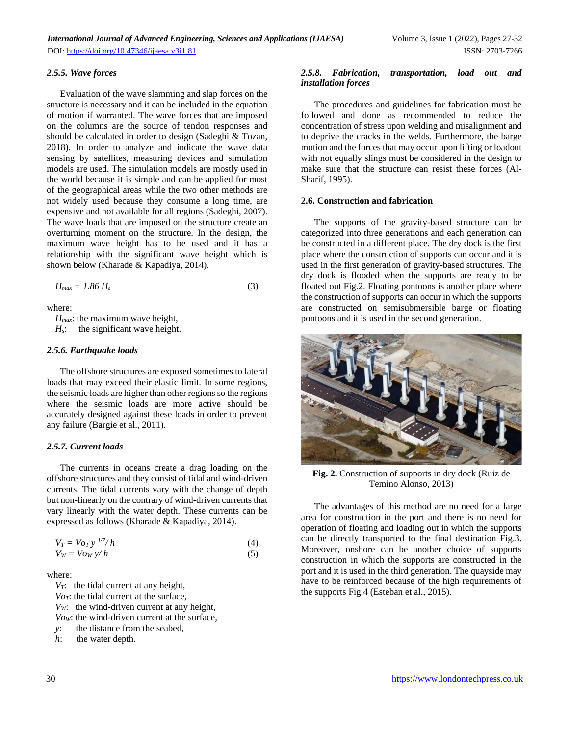#### 2.5.5. Wave forces

Evaluation of the wave slamming and slap forces on the structure is necessary and it can be included in the equation of motion if warranted. The wave forces that are imposed on the columns are the source of tendon responses and should be calculated in order to design (Sadeghi & Tozan, 2018). In order to analyze and indicate the wave data sensing by satellites, measuring devices and simulation models are used. The simulation models are mostly used in the world because it is simple and can be applied for most of the geographical areas while the two other methods are not widely used because they consume a long time, are expensive and not available for all regions (Sadeghi, 2007). The wave loads that are imposed on the structure create an overturning moment on the structure. In the design, the maximum wave height has to be used and it has a relationship with the significant wave height which is shown below (Kharade & Kapadiya, 2014).

$$H_{max} = 1.86\, H_s \qquad (3)$$

where:

$H_{max}$: the maximum wave height,
$H_s$: the significant wave height.

#### 2.5.6. Earthquake loads

The offshore structures are exposed sometimes to lateral loads that may exceed their elastic limit. In some regions, the seismic loads are higher than other regions so the regions where the seismic loads are more active should be accurately designed against these loads in order to prevent any failure (Bargie et al., 2011).

#### 2.5.7. Current loads

The currents in oceans create a drag loading on the offshore structures and they consist of tidal and wind-driven currents. The tidal currents vary with the change of depth but non-linearly on the contrary of wind-driven currents that vary linearly with the water depth. These currents can be expressed as follows (Kharade & Kapadiya, 2014).

$$V_T = Vo_T\, y^{1/7} / h \qquad (4)$$

$$V_W = Vo_W\, y / h \qquad (5)$$

where:

$V_T$: the tidal current at any height,
$Vo_T$: the tidal current at the surface,
$V_W$: the wind-driven current at any height,
$Vo_W$: the wind-driven current at the surface,
$y$: the distance from the seabed,
$h$: the water depth.

#### 2.5.8. Fabrication, transportation, load out and installation forces

The procedures and guidelines for fabrication must be followed and done as recommended to reduce the concentration of stress upon welding and misalignment and to deprive the cracks in the welds. Furthermore, the barge motion and the forces that may occur upon lifting or loadout with not equally slings must be considered in the design to make sure that the structure can resist these forces (Al-Sharif, 1995).

### 2.6. Construction and fabrication

The supports of the gravity-based structure can be categorized into three generations and each generation can be constructed in a different place. The dry dock is the first place where the construction of supports can occur and it is used in the first generation of gravity-based structures. The dry dock is flooded when the supports are ready to be floated out Fig.2. Floating pontoons is another place where the construction of supports can occur in which the supports are constructed on semisubmersible barge or floating pontoons and it is used in the second generation.

**Fig. 2.** Construction of supports in dry dock (Ruiz de Temino Alonso, 2013)

The advantages of this method are no need for a large area for construction in the port and there is no need for operation of floating and loading out in which the supports can be directly transported to the final destination Fig.3. Moreover, onshore can be another choice of supports construction in which the supports are constructed in the port and it is used in the third generation. The quayside may have to be reinforced because of the high requirements of the supports Fig.4 (Esteban et al., 2015).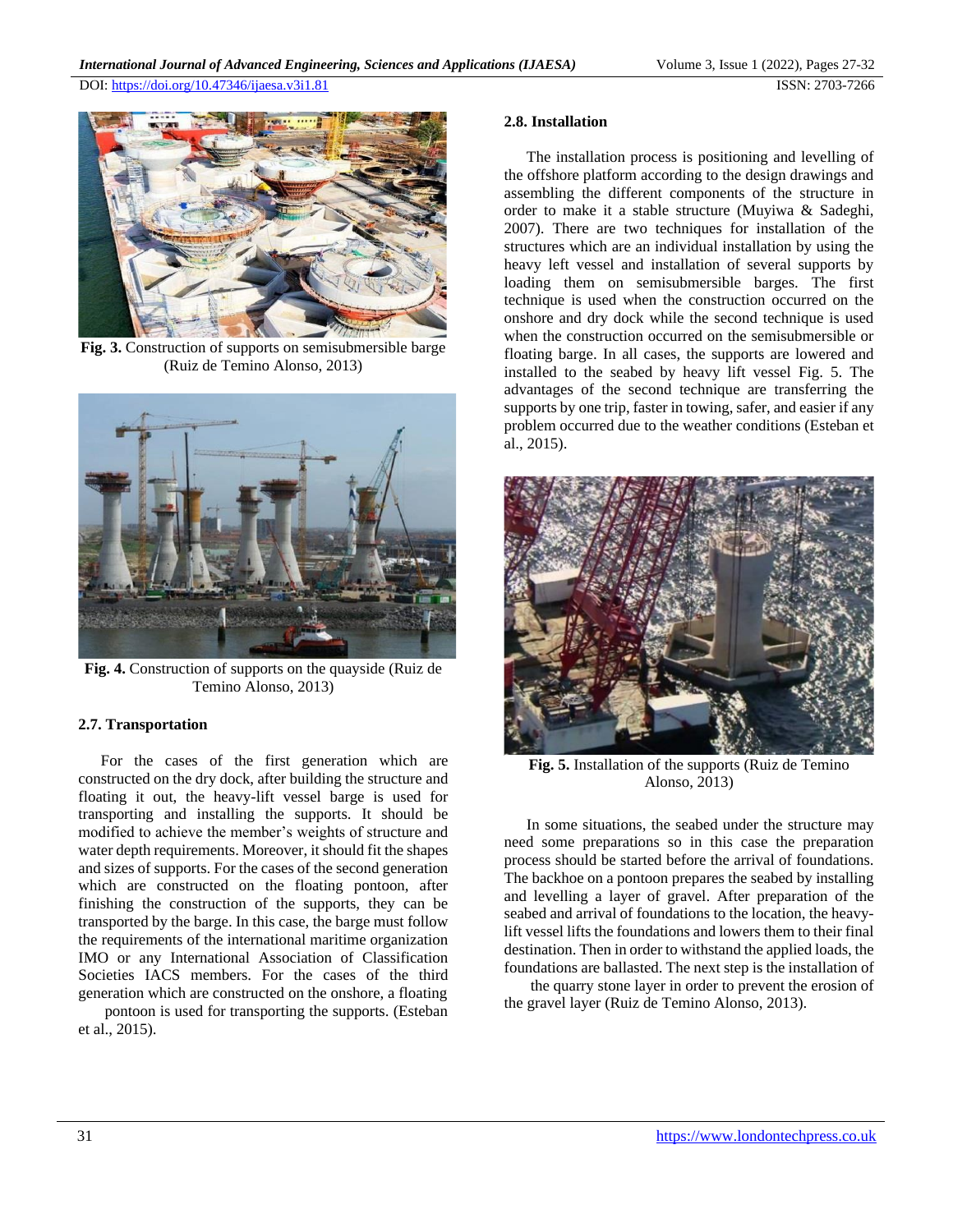Fig. 3. Construction of supports on semisubmersible barge (Ruiz de Temino Alonso, 2013)

Fig. 4. Construction of supports on the quayside (Ruiz de Temino Alonso, 2013)

### 2.7. Transportation

For the cases of the first generation which are constructed on the dry dock, after building the structure and floating it out, the heavy-lift vessel barge is used for transporting and installing the supports. It should be modified to achieve the member's weights of structure and water depth requirements. Moreover, it should fit the shapes and sizes of supports. For the cases of the second generation which are constructed on the floating pontoon, after finishing the construction of the supports, they can be transported by the barge. In this case, the barge must follow the requirements of the international maritime organization IMO or any International Association of Classification Societies IACS members. For the cases of the third generation which are constructed on the onshore, a floating pontoon is used for transporting the supports. (Esteban et al., 2015).

### 2.8. Installation

The installation process is positioning and levelling of the offshore platform according to the design drawings and assembling the different components of the structure in order to make it a stable structure (Muyiwa & Sadeghi, 2007). There are two techniques for installation of the structures which are an individual installation by using the heavy left vessel and installation of several supports by loading them on semisubmersible barges. The first technique is used when the construction occurred on the onshore and dry dock while the second technique is used when the construction occurred on the semisubmersible or floating barge. In all cases, the supports are lowered and installed to the seabed by heavy lift vessel Fig. 5. The advantages of the second technique are transferring the supports by one trip, faster in towing, safer, and easier if any problem occurred due to the weather conditions (Esteban et al., 2015).

Fig. 5. Installation of the supports (Ruiz de Temino Alonso, 2013)

In some situations, the seabed under the structure may need some preparations so in this case the preparation process should be started before the arrival of foundations. The backhoe on a pontoon prepares the seabed by installing and levelling a layer of gravel. After preparation of the seabed and arrival of foundations to the location, the heavy-lift vessel lifts the foundations and lowers them to their final destination. Then in order to withstand the applied loads, the foundations are ballasted. The next step is the installation of the quarry stone layer in order to prevent the erosion of the gravel layer (Ruiz de Temino Alonso, 2013).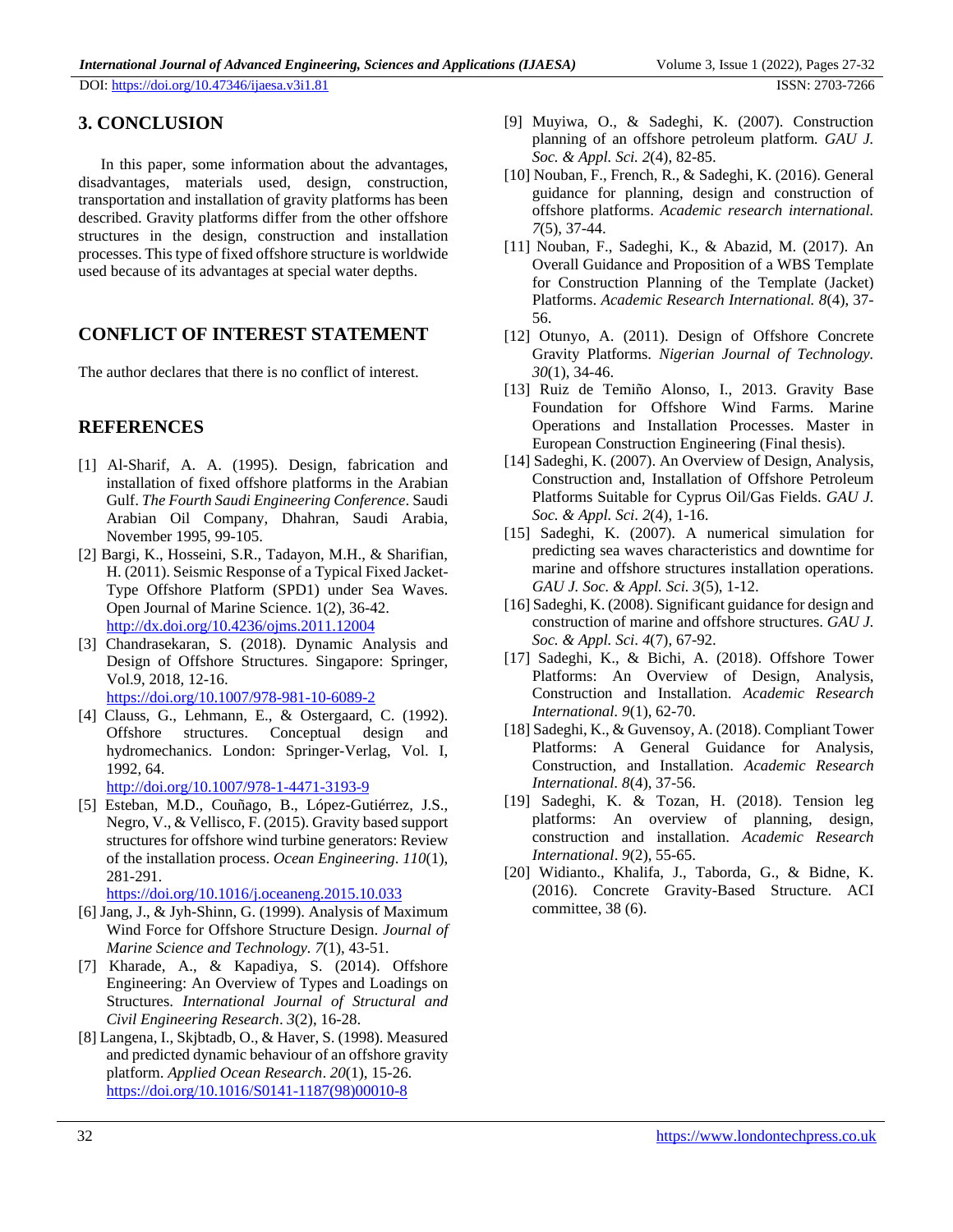## 3. CONCLUSION

In this paper, some information about the advantages, disadvantages, materials used, design, construction, transportation and installation of gravity platforms has been described. Gravity platforms differ from the other offshore structures in the design, construction and installation processes. This type of fixed offshore structure is worldwide used because of its advantages at special water depths.

## CONFLICT OF INTEREST STATEMENT

The author declares that there is no conflict of interest.

## REFERENCES

[1] Al-Sharif, A. A. (1995). Design, fabrication and installation of fixed offshore platforms in the Arabian Gulf. *The Fourth Saudi Engineering Conference*. Saudi Arabian Oil Company, Dhahran, Saudi Arabia, November 1995, 99-105.

[2] Bargi, K., Hosseini, S.R., Tadayon, M.H., & Sharifian, H. (2011). Seismic Response of a Typical Fixed Jacket-Type Offshore Platform (SPD1) under Sea Waves. Open Journal of Marine Science. 1(2), 36-42. http://dx.doi.org/10.4236/ojms.2011.12004

[3] Chandrasekaran, S. (2018). Dynamic Analysis and Design of Offshore Structures. Singapore: Springer, Vol.9, 2018, 12-16. https://doi.org/10.1007/978-981-10-6089-2

[4] Clauss, G., Lehmann, E., & Ostergaard, C. (1992). Offshore structures. Conceptual design and hydromechanics. London: Springer-Verlag, Vol. I, 1992, 64. http://doi.org/10.1007/978-1-4471-3193-9

[5] Esteban, M.D., Couñago, B., López-Gutiérrez, J.S., Negro, V., & Vellisco, F. (2015). Gravity based support structures for offshore wind turbine generators: Review of the installation process. *Ocean Engineering*. *110*(1), 281-291. https://doi.org/10.1016/j.oceaneng.2015.10.033

[6] Jang, J., & Jyh-Shinn, G. (1999). Analysis of Maximum Wind Force for Offshore Structure Design. *Journal of Marine Science and Technology*. *7*(1), 43-51.

[7] Kharade, A., & Kapadiya, S. (2014). Offshore Engineering: An Overview of Types and Loadings on Structures. *International Journal of Structural and Civil Engineering Research*. *3*(2), 16-28.

[8] Langena, I., Skjbtadb, O., & Haver, S. (1998). Measured and predicted dynamic behaviour of an offshore gravity platform. *Applied Ocean Research*. *20*(1), 15-26. https://doi.org/10.1016/S0141-1187(98)00010-8

[9] Muyiwa, O., & Sadeghi, K. (2007). Construction planning of an offshore petroleum platform. *GAU J. Soc. & Appl. Sci. 2*(4), 82-85.

[10] Nouban, F., French, R., & Sadeghi, K. (2016). General guidance for planning, design and construction of offshore platforms. *Academic research international. 7*(5), 37-44.

[11] Nouban, F., Sadeghi, K., & Abazid, M. (2017). An Overall Guidance and Proposition of a WBS Template for Construction Planning of the Template (Jacket) Platforms. *Academic Research International. 8*(4), 37-56.

[12] Otunyo, A. (2011). Design of Offshore Concrete Gravity Platforms. *Nigerian Journal of Technology. 30*(1), 34-46.

[13] Ruiz de Temiño Alonso, I., 2013. Gravity Base Foundation for Offshore Wind Farms. Marine Operations and Installation Processes. Master in European Construction Engineering (Final thesis).

[14] Sadeghi, K. (2007). An Overview of Design, Analysis, Construction and, Installation of Offshore Petroleum Platforms Suitable for Cyprus Oil/Gas Fields. *GAU J. Soc. & Appl. Sci*. *2*(4), 1-16.

[15] Sadeghi, K. (2007). A numerical simulation for predicting sea waves characteristics and downtime for marine and offshore structures installation operations. *GAU J. Soc. & Appl. Sci. 3*(5), 1-12.

[16] Sadeghi, K. (2008). Significant guidance for design and construction of marine and offshore structures. *GAU J. Soc. & Appl. Sci*. *4*(7), 67-92.

[17] Sadeghi, K., & Bichi, A. (2018). Offshore Tower Platforms: An Overview of Design, Analysis, Construction and Installation. *Academic Research International*. *9*(1), 62-70.

[18] Sadeghi, K., & Guvensoy, A. (2018). Compliant Tower Platforms: A General Guidance for Analysis, Construction, and Installation. *Academic Research International*. *8*(4), 37-56.

[19] Sadeghi, K. & Tozan, H. (2018). Tension leg platforms: An overview of planning, design, construction and installation. *Academic Research International*. *9*(2), 55-65.

[20] Widianto., Khalifa, J., Taborda, G., & Bidne, K. (2016). Concrete Gravity-Based Structure. ACI committee, 38 (6).